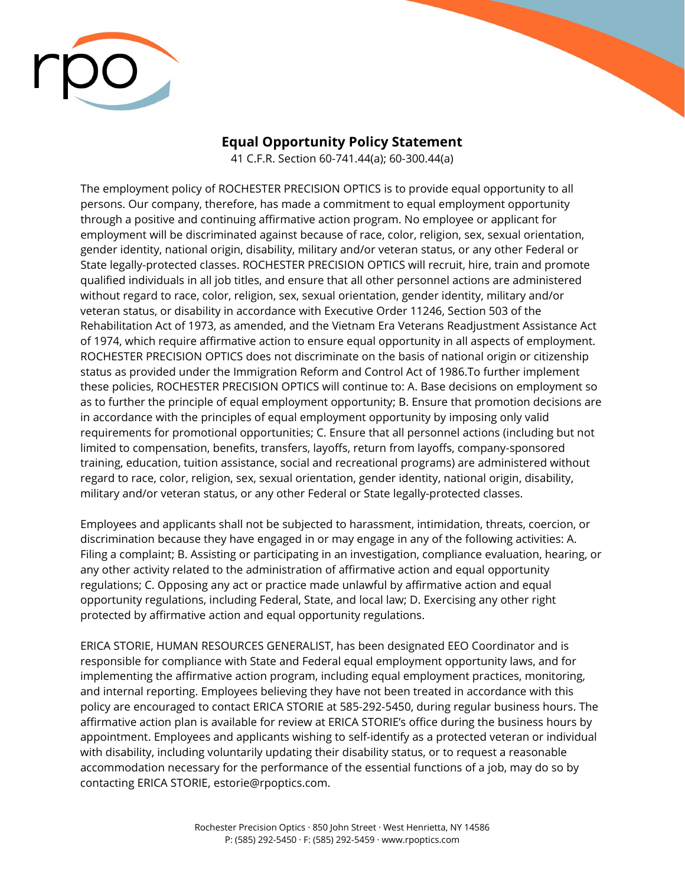rpo

# Equal Opportunity Policy Statement

41 C.F.R. Section 60-741.44(a); 60-300.44(a)

The employment policy of ROCHESTER PRECISION OPTICS is to provide equal opportunity to all persons. Our company, therefore, has made a commitment to equal employment opportunity through a positive and continuing affirmative action program. No employee or applicant for employment will be discriminated against because of race, color, religion, sex, sexual orientation, gender identity, national origin, disability, military and/or veteran status, or any other Federal or State legally-protected classes. ROCHESTER PRECISION OPTICS will recruit, hire, train and promote qualified individuals in all job titles, and ensure that all other personnel actions are administered without regard to race, color, religion, sex, sexual orientation, gender identity, military and/or veteran status, or disability in accordance with Executive Order 11246, Section 503 of the Rehabilitation Act of 1973, as amended, and the Vietnam Era Veterans Readjustment Assistance Act of 1974, which require affirmative action to ensure equal opportunity in all aspects of employment. ROCHESTER PRECISION OPTICS does not discriminate on the basis of national origin or citizenship status as provided under the Immigration Reform and Control Act of 1986.To further implement these policies, ROCHESTER PRECISION OPTICS will continue to: A. Base decisions on employment so as to further the principle of equal employment opportunity; B. Ensure that promotion decisions are in accordance with the principles of equal employment opportunity by imposing only valid requirements for promotional opportunities; C. Ensure that all personnel actions (including but not limited to compensation, benefits, transfers, layoffs, return from layoffs, company-sponsored training, education, tuition assistance, social and recreational programs) are administered without regard to race, color, religion, sex, sexual orientation, gender identity, national origin, disability, military and/or veteran status, or any other Federal or State legally-protected classes.

Employees and applicants shall not be subjected to harassment, intimidation, threats, coercion, or discrimination because they have engaged in or may engage in any of the following activities: A. Filing a complaint; B. Assisting or participating in an investigation, compliance evaluation, hearing, or any other activity related to the administration of affirmative action and equal opportunity regulations; C. Opposing any act or practice made unlawful by affirmative action and equal opportunity regulations, including Federal, State, and local law; D. Exercising any other right protected by affirmative action and equal opportunity regulations.

ERICA STORIE, HUMAN RESOURCES GENERALIST, has been designated EEO Coordinator and is responsible for compliance with State and Federal equal employment opportunity laws, and for implementing the affirmative action program, including equal employment practices, monitoring, and internal reporting. Employees believing they have not been treated in accordance with this policy are encouraged to contact ERICA STORIE at 585-292-5450, during regular business hours. The affirmative action plan is available for review at ERICA STORIE's office during the business hours by appointment. Employees and applicants wishing to self-identify as a protected veteran or individual with disability, including voluntarily updating their disability status, or to request a reasonable accommodation necessary for the performance of the essential functions of a job, may do so by contacting ERICA STORIE, estorie@rpoptics.com.

Rochester Precision Optics · 850 John Street · West Henrietta, NY 14586
P: (585) 292-5450 · F: (585) 292-5459 · www.rpoptics.com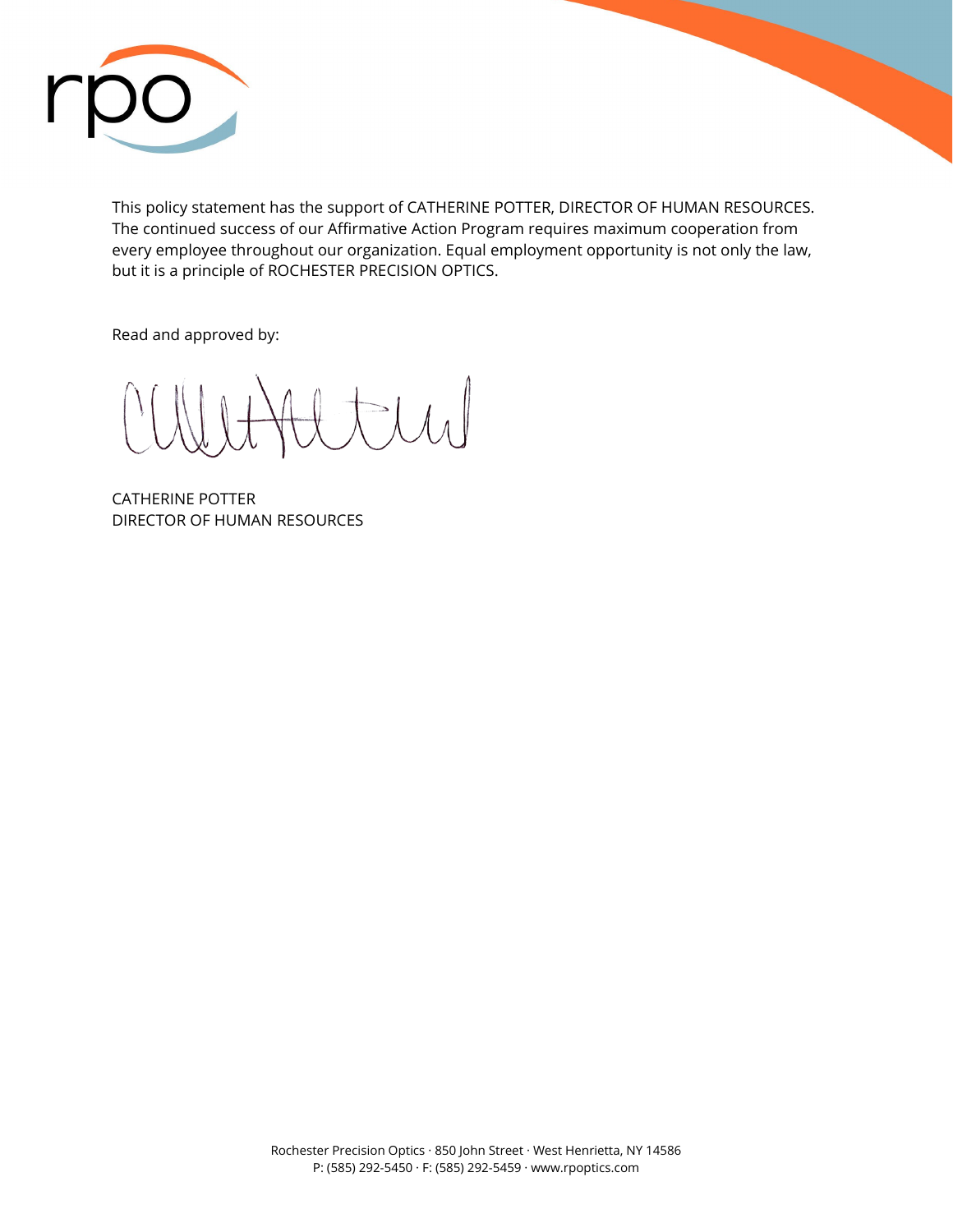This policy statement has the support of CATHERINE POTTER, DIRECTOR OF HUMAN RESOURCES. The continued success of our Affirmative Action Program requires maximum cooperation from every employee throughout our organization. Equal employment opportunity is not only the law, but it is a principle of ROCHESTER PRECISION OPTICS.

Read and approved by:

CATHERINE POTTER
DIRECTOR OF HUMAN RESOURCES

Rochester Precision Optics · 850 John Street · West Henrietta, NY 14586
P: (585) 292-5450 · F: (585) 292-5459 · www.rpoptics.com